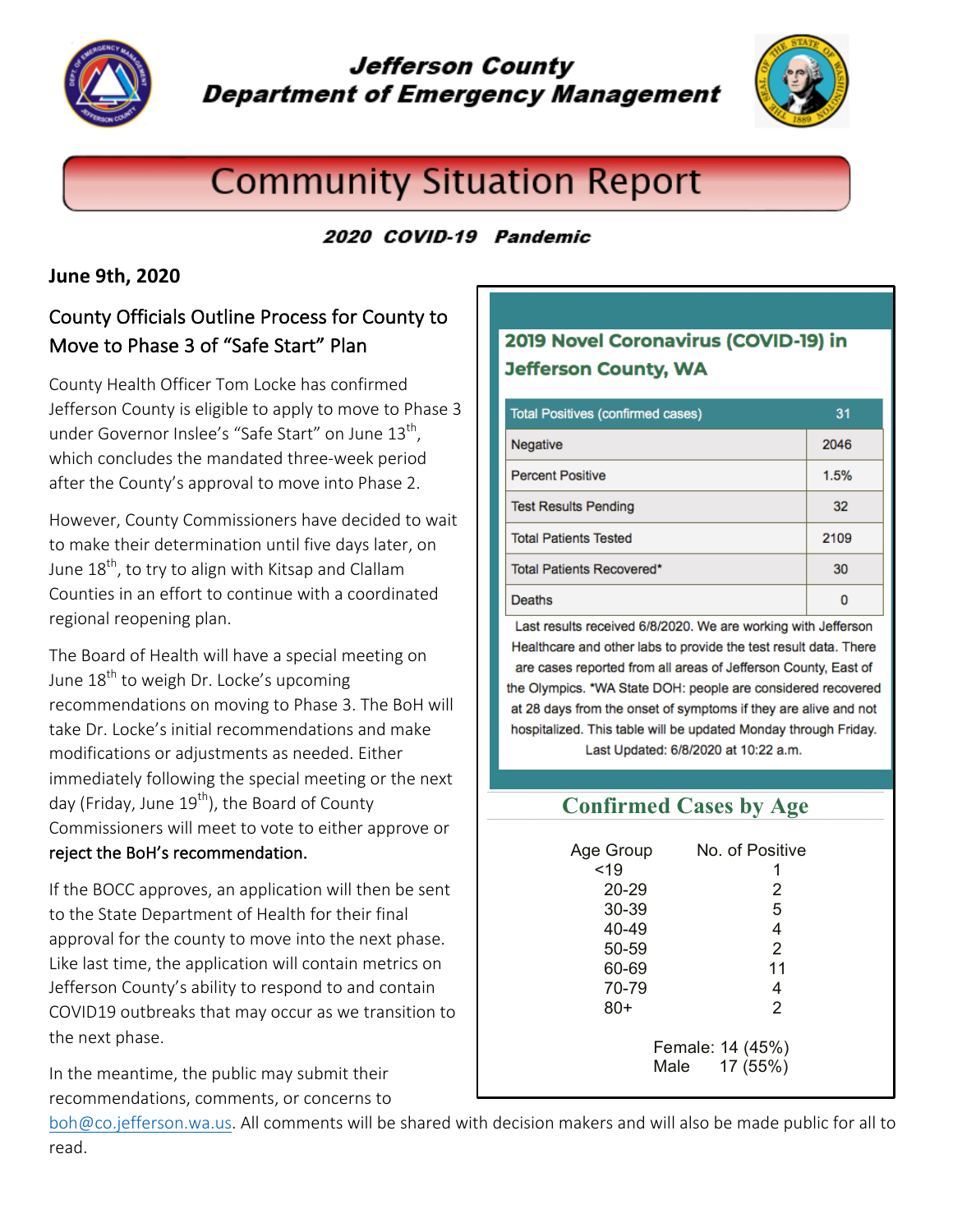# Jefferson County Department of Emergency Management

## Community Situation Report

***2020 COVID-19 Pandemic***

**June 9th, 2020**

### County Officials Outline Process for County to Move to Phase 3 of "Safe Start" Plan

County Health Officer Tom Locke has confirmed Jefferson County is eligible to apply to move to Phase 3 under Governor Inslee's "Safe Start" on June 13th, which concludes the mandated three-week period after the County's approval to move into Phase 2.

However, County Commissioners have decided to wait to make their determination until five days later, on June 18th, to try to align with Kitsap and Clallam Counties in an effort to continue with a coordinated regional reopening plan.

The Board of Health will have a special meeting on June 18th to weigh Dr. Locke's upcoming recommendations on moving to Phase 3. The BoH will take Dr. Locke's initial recommendations and make modifications or adjustments as needed. Either immediately following the special meeting or the next day (Friday, June 19th), the Board of County Commissioners will meet to vote to either approve or **reject the BoH's recommendation.**

If the BOCC approves, an application will then be sent to the State Department of Health for their final approval for the county to move into the next phase. Like last time, the application will contain metrics on Jefferson County's ability to respond to and contain COVID19 outbreaks that may occur as we transition to the next phase.

In the meantime, the public may submit their recommendations, comments, or concerns to boh@co.jefferson.wa.us. All comments will be shared with decision makers and will also be made public for all to read.

### 2019 Novel Coronavirus (COVID-19) in Jefferson County, WA

| Total Positives (confirmed cases) | 31 |
|---|---|
| Negative | 2046 |
| Percent Positive | 1.5% |
| Test Results Pending | 32 |
| Total Patients Tested | 2109 |
| Total Patients Recovered* | 30 |
| Deaths | 0 |

Last results received 6/8/2020. We are working with Jefferson Healthcare and other labs to provide the test result data. There are cases reported from all areas of Jefferson County, East of the Olympics. *WA State DOH: people are considered recovered at 28 days from the onset of symptoms if they are alive and not hospitalized. This table will be updated Monday through Friday. Last Updated: 6/8/2020 at 10:22 a.m.

### Confirmed Cases by Age

| Age Group | No. of Positive |
|---|---|
| <19 | 1 |
| 20-29 | 2 |
| 30-39 | 5 |
| 40-49 | 4 |
| 50-59 | 2 |
| 60-69 | 11 |
| 70-79 | 4 |
| 80+ | 2 |

Female: 14 (45%)
Male 17 (55%)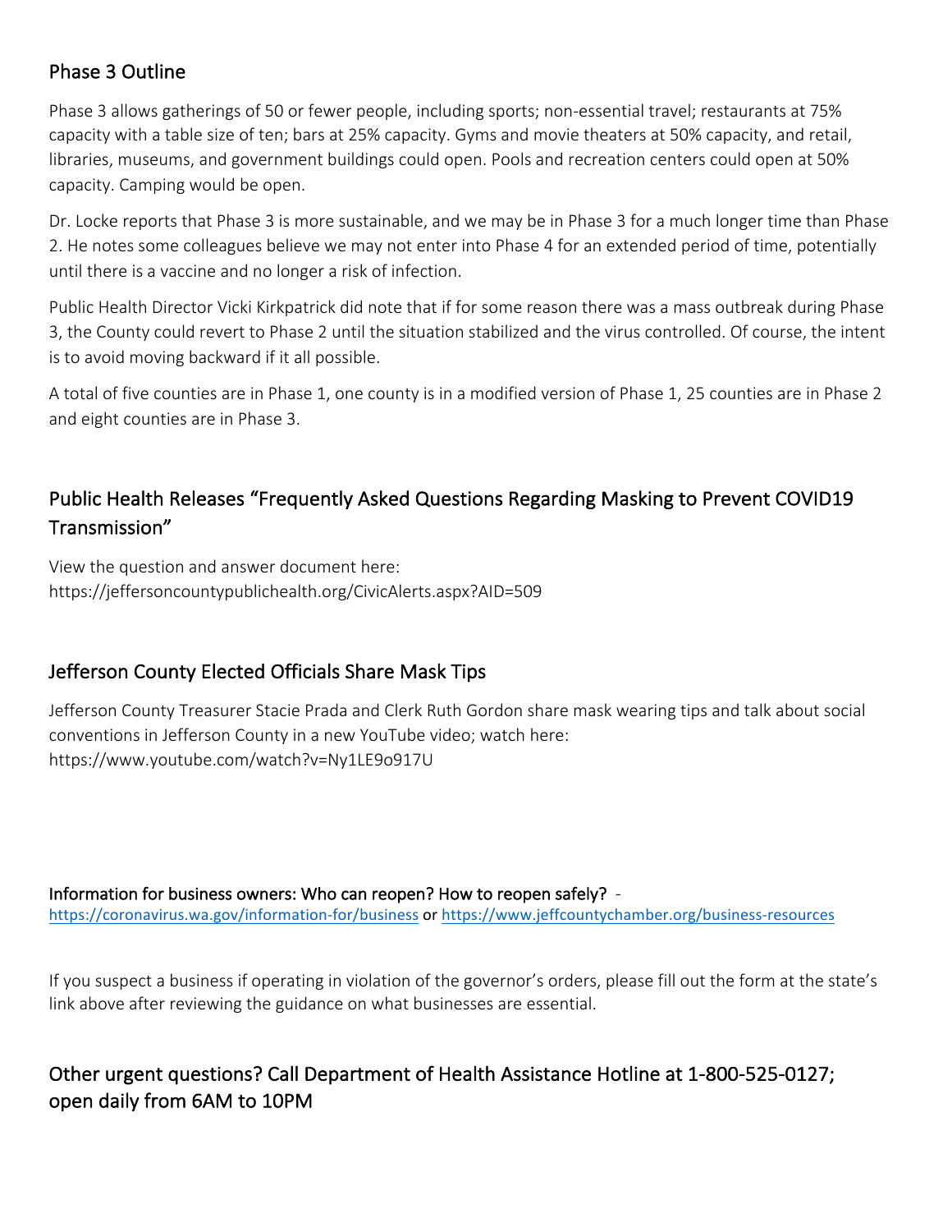## Phase 3 Outline

Phase 3 allows gatherings of 50 or fewer people, including sports; non-essential travel; restaurants at 75% capacity with a table size of ten; bars at 25% capacity. Gyms and movie theaters at 50% capacity, and retail, libraries, museums, and government buildings could open. Pools and recreation centers could open at 50% capacity. Camping would be open.

Dr. Locke reports that Phase 3 is more sustainable, and we may be in Phase 3 for a much longer time than Phase 2. He notes some colleagues believe we may not enter into Phase 4 for an extended period of time, potentially until there is a vaccine and no longer a risk of infection.

Public Health Director Vicki Kirkpatrick did note that if for some reason there was a mass outbreak during Phase 3, the County could revert to Phase 2 until the situation stabilized and the virus controlled. Of course, the intent is to avoid moving backward if it all possible.

A total of five counties are in Phase 1, one county is in a modified version of Phase 1, 25 counties are in Phase 2 and eight counties are in Phase 3.

## Public Health Releases "Frequently Asked Questions Regarding Masking to Prevent COVID19 Transmission"

View the question and answer document here:
https://jeffersoncountypublichealth.org/CivicAlerts.aspx?AID=509

## Jefferson County Elected Officials Share Mask Tips

Jefferson County Treasurer Stacie Prada and Clerk Ruth Gordon share mask wearing tips and talk about social conventions in Jefferson County in a new YouTube video; watch here:
https://www.youtube.com/watch?v=Ny1LE9o917U

**Information for business owners: Who can reopen? How to reopen safely?** - https://coronavirus.wa.gov/information-for/business or https://www.jeffcountychamber.org/business-resources

If you suspect a business if operating in violation of the governor's orders, please fill out the form at the state's link above after reviewing the guidance on what businesses are essential.

## Other urgent questions? Call Department of Health Assistance Hotline at 1-800-525-0127; open daily from 6AM to 10PM